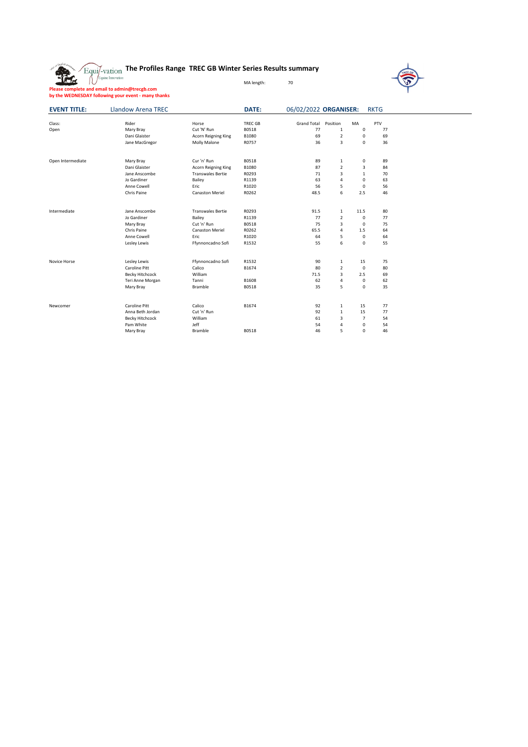# The Profiles Range TREC GB Winter Series Results summary

MA length: 70

**Please complete and email to admin@trecgb.com by the WEDNESDAY following your event - many thanks**

**EVENT TITLE:** Llandow Arena TREC **DATE:** 06/02/2022 **ORGANISER:** RKTG

| Class: | Rider | Horse | TREC GB | Grand Total | Position | MA | PTV |
|---|---|---|---|---|---|---|---|
| Open | Mary Bray | Cut 'N' Run | B0518 | 77 | 1 | 0 | 77 |
| | Dani Glaister | Acorn Reigning King | B1080 | 69 | 2 | 0 | 69 |
| | Jane MacGregor | Molly Malone | R0757 | 36 | 3 | 0 | 36 |
| | | | | | | | |
| Open Intermediate | Mary Bray | Cur 'n' Run | B0518 | 89 | 1 | 0 | 89 |
| | Dani Glaister | Acorn Reigning King | B1080 | 87 | 2 | 3 | 84 |
| | Jane Anscombe | Transwales Bertie | R0293 | 71 | 3 | 1 | 70 |
| | Jo Gardiner | Bailey | R1139 | 63 | 4 | 0 | 63 |
| | Anne Cowell | Eric | R1020 | 56 | 5 | 0 | 56 |
| | Chris Paine | Canaston Meriel | R0262 | 48.5 | 6 | 2.5 | 46 |
| | | | | | | | |
| Intermediate | Jane Anscombe | Transwales Bertie | R0293 | 91.5 | 1 | 11.5 | 80 |
| | Jo Gardiner | Bailey | R1139 | 77 | 2 | 0 | 77 |
| | Mary Bray | Cut 'n' Run | B0518 | 75 | 3 | 0 | 75 |
| | Chris Paine | Canaston Meriel | R0262 | 65.5 | 4 | 1.5 | 64 |
| | Anne Cowell | Eric | R1020 | 64 | 5 | 0 | 64 |
| | Lesley Lewis | Ffynnoncadno Sofi | R1532 | 55 | 6 | 0 | 55 |
| | | | | | | | |
| Novice Horse | Lesley Lewis | Ffynnoncadno Sofi | R1532 | 90 | 1 | 15 | 75 |
| | Caroline Pitt | Calico | B1674 | 80 | 2 | 0 | 80 |
| | Becky Hitchcock | William | | 71.5 | 3 | 2.5 | 69 |
| | Teri Anne Morgan | Tanni | B1608 | 62 | 4 | 0 | 62 |
| | Mary Bray | Bramble | B0518 | 35 | 5 | 0 | 35 |
| | | | | | | | |
| Newcomer | Caroline Pitt | Calico | B1674 | 92 | 1 | 15 | 77 |
| | Anna Beth Jordan | Cut 'n' Run | | 92 | 1 | 15 | 77 |
| | Becky Hitchcock | William | | 61 | 3 | 7 | 54 |
| | Pam White | Jeff | | 54 | 4 | 0 | 54 |
| | Mary Bray | Bramble | B0518 | 46 | 5 | 0 | 46 |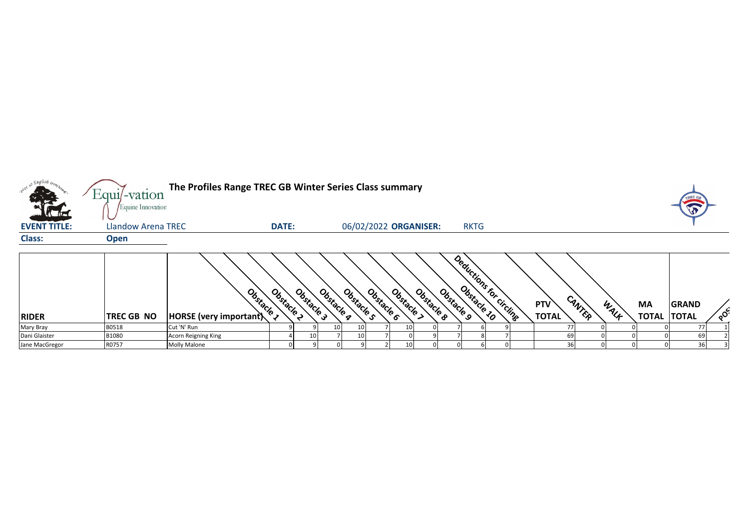# The Profiles Range TREC GB Winter Series Class summary

**EVENT TITLE:** Llandow Arena TREC **DATE:** 06/02/2022 **ORGANISER:** RKTG

**Class:** Open

| RIDER | TREC GB NO | HORSE (very important) | Obstacle 1 | Obstacle 2 | Obstacle 3 | Obstacle 4 | Obstacle 5 | Obstacle 6 | Obstacle 7 | Obstacle 8 | Obstacle 9 | Obstacle 10 | Deductions for circling | PTV TOTAL | CANTER | WALK | MA TOTAL | GRAND TOTAL | POS |
|---|---|---|---|---|---|---|---|---|---|---|---|---|---|---|---|---|---|---|---|
| Mary Bray | B0518 | Cut 'N' Run | 9 | 9 | 10 | 10 | 7 | 10 | 0 | 7 | 6 | 9 | | 77 | 0 | 0 | 0 | 77 | 1 |
| Dani Glaister | B1080 | Acorn Reigning King | 4 | 10 | 7 | 10 | 7 | 0 | 9 | 7 | 8 | 7 | | 69 | 0 | 0 | 0 | 69 | 2 |
| Jane MacGregor | R0757 | Molly Malone | 0 | 9 | 0 | 9 | 2 | 10 | 0 | 0 | 6 | 0 | | 36 | 0 | 0 | 0 | 36 | 3 |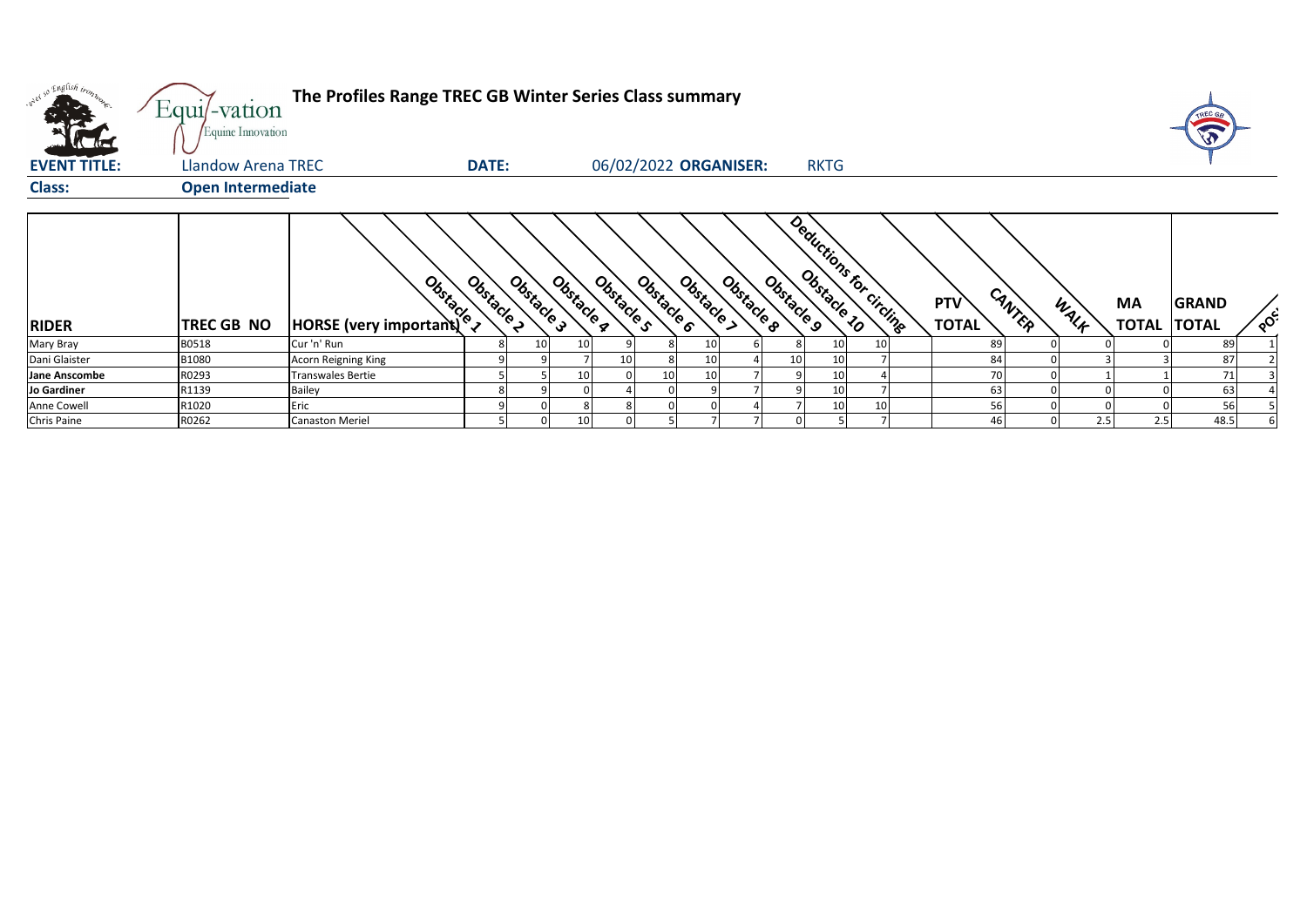# The Profiles Range TREC GB Winter Series Class summary

**EVENT TITLE:** Llandow Arena TREC **DATE:** 06/02/2022 **ORGANISER:** RKTG

**Class:** Open Intermediate

| RIDER | TREC GB NO | HORSE (very important) | Obstacle 1 | Obstacle 2 | Obstacle 3 | Obstacle 4 | Obstacle 5 | Obstacle 6 | Obstacle 7 | Obstacle 8 | Obstacle 9 | Obstacle 10 | Deductions for circling | PTV TOTAL | CANTER | WALK | MA TOTAL | GRAND TOTAL | POS |
|---|---|---|---|---|---|---|---|---|---|---|---|---|---|---|---|---|---|---|---|
| Mary Bray | B0518 | Cur 'n' Run | 8 | 10 | 10 | 9 | 8 | 10 | 6 | 8 | 10 | 10 | | 89 | 0 | 0 | 0 | 89 | 1 |
| Dani Glaister | B1080 | Acorn Reigning King | 9 | 9 | 7 | 10 | 8 | 10 | 4 | 10 | 10 | 7 | | 84 | 0 | 3 | 3 | 87 | 2 |
| **Jane Anscombe** | R0293 | Transwales Bertie | 5 | 5 | 10 | 0 | 10 | 10 | 7 | 9 | 10 | 4 | | 70 | 0 | 1 | 1 | 71 | 3 |
| **Jo Gardiner** | R1139 | Bailey | 8 | 9 | 0 | 4 | 0 | 9 | 7 | 9 | 10 | 7 | | 63 | 0 | 0 | 0 | 63 | 4 |
| Anne Cowell | R1020 | Eric | 9 | 0 | 8 | 8 | 0 | 0 | 4 | 7 | 10 | 10 | | 56 | 0 | 0 | 0 | 56 | 5 |
| Chris Paine | R0262 | Canaston Meriel | 5 | 0 | 10 | 0 | 5 | 7 | 7 | 0 | 5 | 7 | | 46 | 0 | 2.5 | 2.5 | 48.5 | 6 |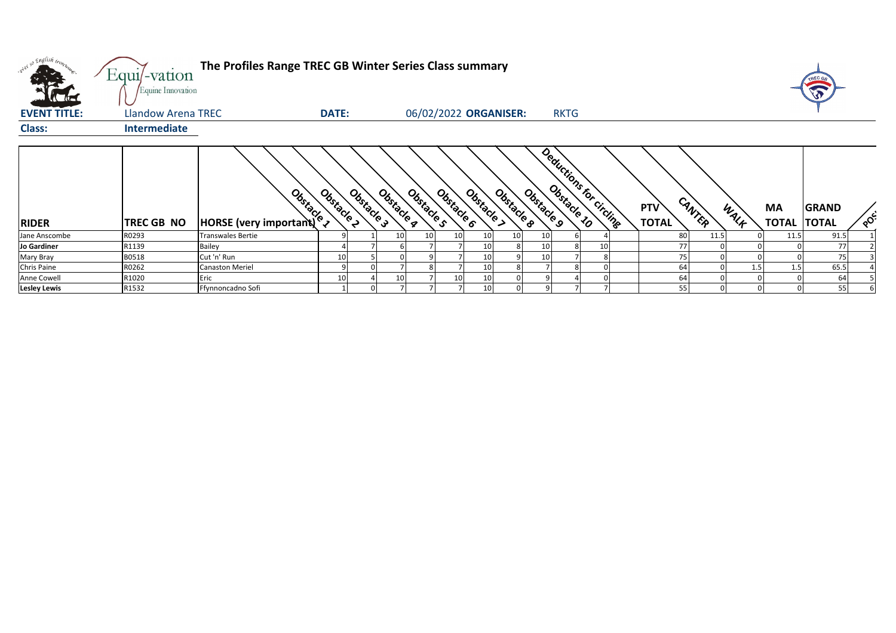**The Profiles Range TREC GB Winter Series Class summary**

**EVENT TITLE:** Llandow Arena TREC **DATE:** 06/02/2022 **ORGANISER:** RKTG

**Class:** Intermediate

| RIDER | TREC GB NO | HORSE (very important) | Obstacle 1 | Obstacle 2 | Obstacle 3 | Obstacle 4 | Obstacle 5 | Obstacle 6 | Obstacle 7 | Obstacle 8 | Obstacle 9 | Obstacle 10 | Deductions for circling | PTV TOTAL | CANTER | WALK | MA TOTAL | GRAND TOTAL | POS |
|---|---|---|---|---|---|---|---|---|---|---|---|---|---|---|---|---|---|---|---|
| Jane Anscombe | R0293 | Transwales Bertie | 9 | 1 | 10 | 10 | 10 | 10 | 10 | 10 | 6 | 4 | | 80 | 11.5 | 0 | 11.5 | 91.5 | 1 |
| Jo Gardiner | R1139 | Bailey | 4 | 7 | 6 | 7 | 7 | 10 | 8 | 10 | 8 | 10 | | 77 | 0 | 0 | 0 | 77 | 2 |
| Mary Bray | B0518 | Cut 'n' Run | 10 | 5 | 0 | 9 | 7 | 10 | 9 | 10 | 7 | 8 | | 75 | 0 | 0 | 0 | 75 | 3 |
| Chris Paine | R0262 | Canaston Meriel | 9 | 0 | 7 | 8 | 7 | 10 | 8 | 7 | 8 | 0 | | 64 | 0 | 1.5 | 1.5 | 65.5 | 4 |
| Anne Cowell | R1020 | Eric | 10 | 4 | 10 | 7 | 10 | 10 | 0 | 9 | 4 | 0 | | 64 | 0 | 0 | 0 | 64 | 5 |
| Lesley Lewis | R1532 | Ffynnoncadno Sofi | 1 | 0 | 7 | 7 | 7 | 10 | 0 | 9 | 7 | 7 | | 55 | 0 | 0 | 0 | 55 | 6 |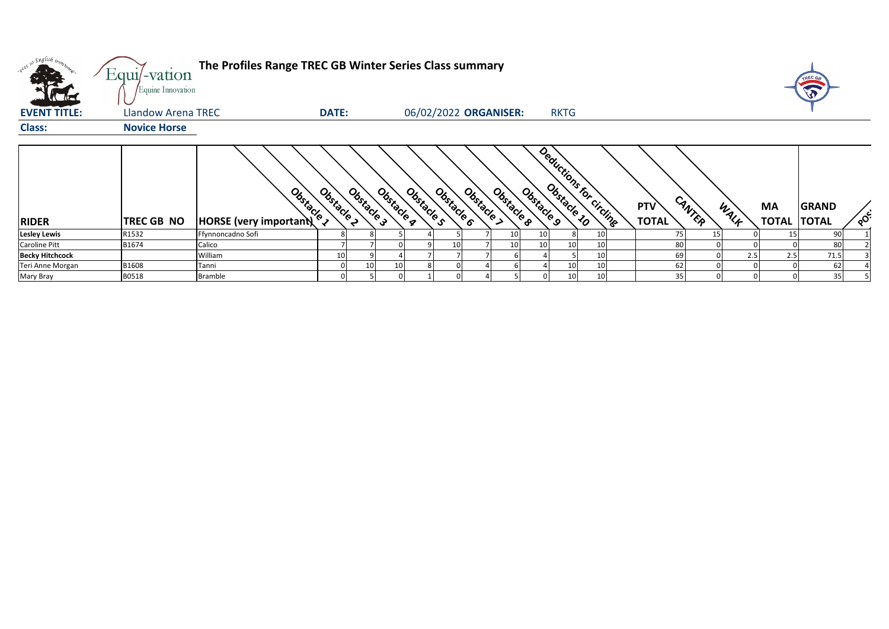# The Profiles Range TREC GB Winter Series Class summary

**EVENT TITLE:** Llandow Arena TREC **DATE:** 06/02/2022 **ORGANISER:** RKTG

**Class:** Novice Horse

| RIDER | TREC GB NO | HORSE (very important) | Obstacle 1 | Obstacle 2 | Obstacle 3 | Obstacle 4 | Obstacle 5 | Obstacle 6 | Obstacle 7 | Obstacle 8 | Obstacle 9 | Obstacle 10 | Deductions for circling | PTV TOTAL | CANTER | WALK | MA TOTAL | GRAND TOTAL | POS |
|---|---|---|---|---|---|---|---|---|---|---|---|---|---|---|---|---|---|---|---|
| **Lesley Lewis** | R1532 | Ffynnoncadno Sofi | 8 | 8 | 5 | 4 | 5 | 7 | 10 | 10 | 8 | 10 | | 75 | 15 | 0 | 15 | 90 | 1 |
| Caroline Pitt | B1674 | Calico | 7 | 7 | 0 | 9 | 10 | 7 | 10 | 10 | 10 | 10 | | 80 | 0 | 0 | 0 | 80 | 2 |
| **Becky Hitchcock** | | William | 10 | 9 | 4 | 7 | 7 | 7 | 6 | 4 | 5 | 10 | | 69 | 0 | 2.5 | 2.5 | 71.5 | 3 |
| Teri Anne Morgan | B1608 | Tanni | 0 | 10 | 10 | 8 | 0 | 4 | 6 | 4 | 10 | 10 | | 62 | 0 | 0 | 0 | 62 | 4 |
| Mary Bray | B0518 | Bramble | 0 | 5 | 0 | 1 | 0 | 4 | 5 | 0 | 10 | 10 | | 35 | 0 | 0 | 0 | 35 | 5 |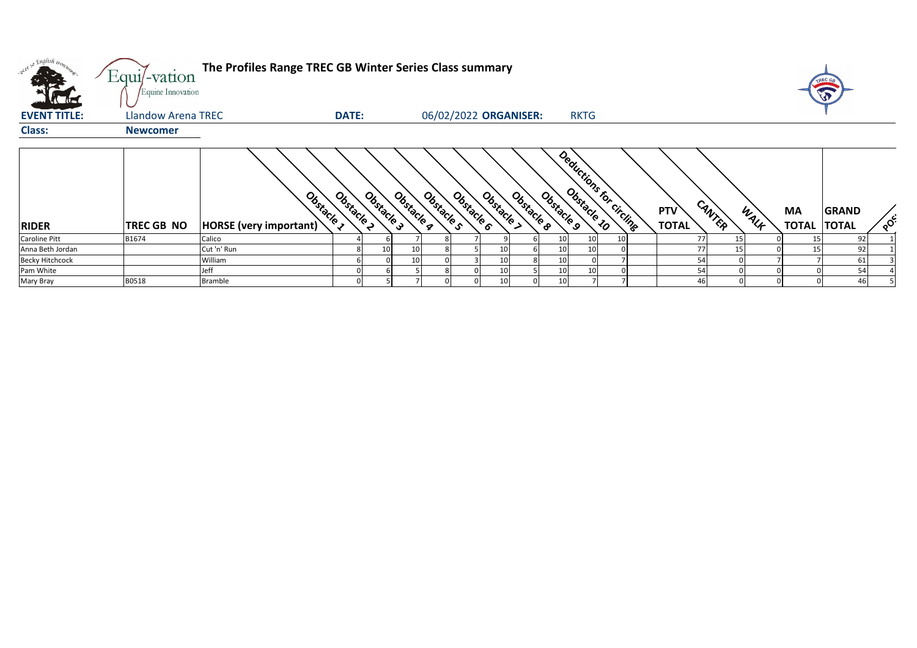# The Profiles Range TREC GB Winter Series Class summary

**EVENT TITLE:** Llandow Arena TREC **DATE:** 06/02/2022 **ORGANISER:** RKTG

**Class:** **Newcomer**

| RIDER | TREC GB NO | HORSE (very important) | Obstacle 1 | Obstacle 2 | Obstacle 3 | Obstacle 4 | Obstacle 5 | Obstacle 6 | Obstacle 7 | Obstacle 8 | Obstacle 9 | Obstacle 10 | Deductions for circling | PTV TOTAL | CANTER | WALK | MA TOTAL | GRAND TOTAL | POS |
|---|---|---|---|---|---|---|---|---|---|---|---|---|---|---|---|---|---|---|---|
| Caroline Pitt | B1674 | Calico | 4 | 6 | 7 | 8 | 7 | 9 | 6 | 10 | 10 | 10 | | 77 | 15 | 0 | 15 | 92 | 1 |
| Anna Beth Jordan | | Cut 'n' Run | 8 | 10 | 10 | 8 | 5 | 10 | 6 | 10 | 10 | 0 | | 77 | 15 | 0 | 15 | 92 | 1 |
| Becky Hitchcock | | William | 6 | 0 | 10 | 0 | 3 | 10 | 8 | 10 | 0 | 7 | | 54 | 0 | 7 | 7 | 61 | 3 |
| Pam White | | Jeff | 0 | 6 | 5 | 8 | 0 | 10 | 5 | 10 | 10 | 0 | | 54 | 0 | 0 | 0 | 54 | 4 |
| Mary Bray | B0518 | Bramble | 0 | 5 | 7 | 0 | 0 | 10 | 0 | 10 | 7 | 7 | | 46 | 0 | 0 | 0 | 46 | 5 |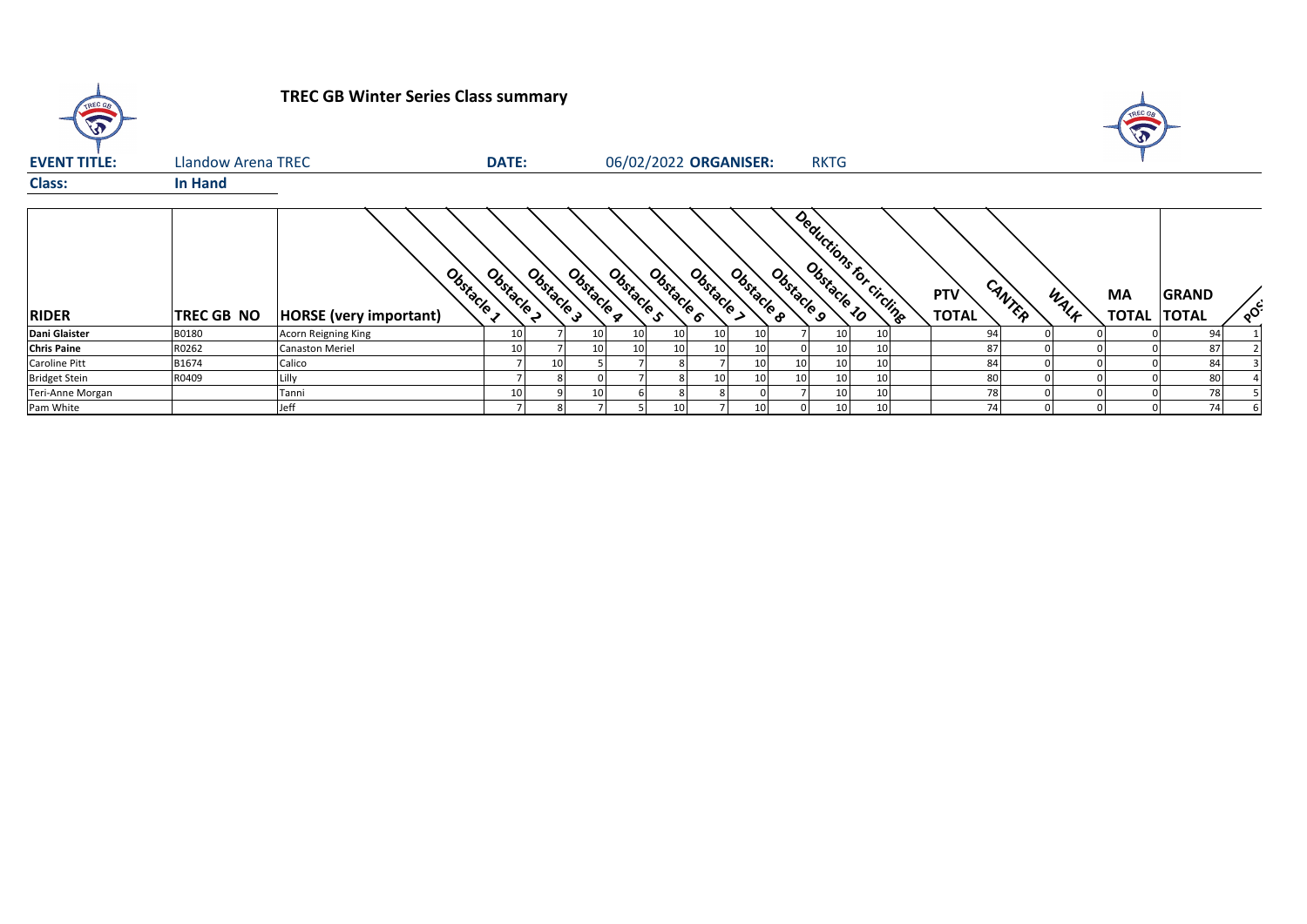# TREC GB Winter Series Class summary

**EVENT TITLE:** Llandow Arena TREC **DATE:** 06/02/2022 **ORGANISER:** RKTG

**Class:** In Hand

| RIDER | TREC GB NO | HORSE (very important) | Obstacle 1 | Obstacle 2 | Obstacle 3 | Obstacle 4 | Obstacle 5 | Obstacle 6 | Obstacle 7 | Obstacle 8 | Obstacle 9 | Obstacle 10 | Deductions for circling | PTV TOTAL | CANTER | WALK | MA TOTAL | GRAND TOTAL | POS |
|---|---|---|---|---|---|---|---|---|---|---|---|---|---|---|---|---|---|---|---|
| **Dani Glaister** | B0180 | Acorn Reigning King | 10 | 7 | 10 | 10 | 10 | 10 | 10 | 7 | 10 | 10 | | 94 | 0 | 0 | 0 | 94 | 1 |
| **Chris Paine** | R0262 | Canaston Meriel | 10 | 7 | 10 | 10 | 10 | 10 | 10 | 0 | 10 | 10 | | 87 | 0 | 0 | 0 | 87 | 2 |
| Caroline Pitt | B1674 | Calico | 7 | 10 | 5 | 7 | 8 | 7 | 10 | 10 | 10 | 10 | | 84 | 0 | 0 | 0 | 84 | 3 |
| Bridget Stein | R0409 | Lilly | 7 | 8 | 0 | 7 | 8 | 10 | 10 | 10 | 10 | 10 | | 80 | 0 | 0 | 0 | 80 | 4 |
| Teri-Anne Morgan | | Tanni | 10 | 9 | 10 | 6 | 8 | 8 | 0 | 7 | 10 | 10 | | 78 | 0 | 0 | 0 | 78 | 5 |
| Pam White | | Jeff | 7 | 8 | 7 | 5 | 10 | 7 | 10 | 0 | 10 | 10 | | 74 | 0 | 0 | 0 | 74 | 6 |